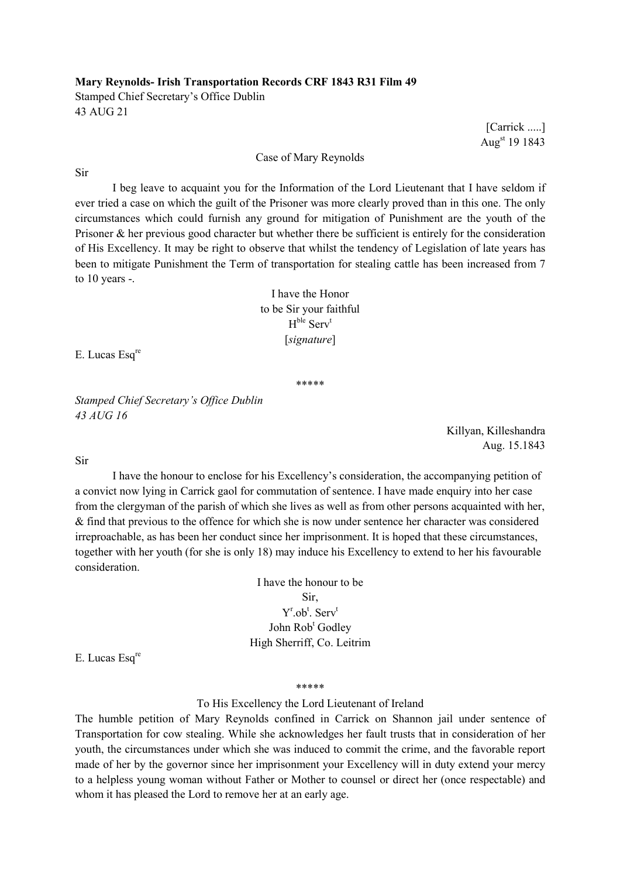**Mary Reynolds- Irish Transportation Records CRF 1843 R31 Film 49**

Stamped Chief Secretary's Office Dublin
43 AUG 21

[Carrick .....]
Aug[st] 19 1843

Case of Mary Reynolds

Sir

I beg leave to acquaint you for the Information of the Lord Lieutenant that I have seldom if ever tried a case on which the guilt of the Prisoner was more clearly proved than in this one. The only circumstances which could furnish any ground for mitigation of Punishment are the youth of the Prisoner & her previous good character but whether there be sufficient is entirely for the consideration of His Excellency. It may be right to observe that whilst the tendency of Legislation of late years has been to mitigate Punishment the Term of transportation for stealing cattle has been increased from 7 to 10 years -.

I have the Honor
to be Sir your faithful
H[ble] Serv[t]
[*signature*]

E. Lucas Esq[re]

\*\*\*\*\*

*Stamped Chief Secretary's Office Dublin*
*43 AUG 16*

Killyan, Killeshandra
Aug. 15.1843

Sir

I have the honour to enclose for his Excellency's consideration, the accompanying petition of a convict now lying in Carrick gaol for commutation of sentence. I have made enquiry into her case from the clergyman of the parish of which she lives as well as from other persons acquainted with her, & find that previous to the offence for which she is now under sentence her character was considered irreproachable, as has been her conduct since her imprisonment. It is hoped that these circumstances, together with her youth (for she is only 18) may induce his Excellency to extend to her his favourable consideration.

I have the honour to be
Sir,
Y[r].ob[t]. Serv[t]
John Rob[t] Godley
High Sherriff, Co. Leitrim

E. Lucas Esq[re]

\*\*\*\*\*

To His Excellency the Lord Lieutenant of Ireland

The humble petition of Mary Reynolds confined in Carrick on Shannon jail under sentence of Transportation for cow stealing. While she acknowledges her fault trusts that in consideration of her youth, the circumstances under which she was induced to commit the crime, and the favorable report made of her by the governor since her imprisonment your Excellency will in duty extend your mercy to a helpless young woman without Father or Mother to counsel or direct her (once respectable) and whom it has pleased the Lord to remove her at an early age.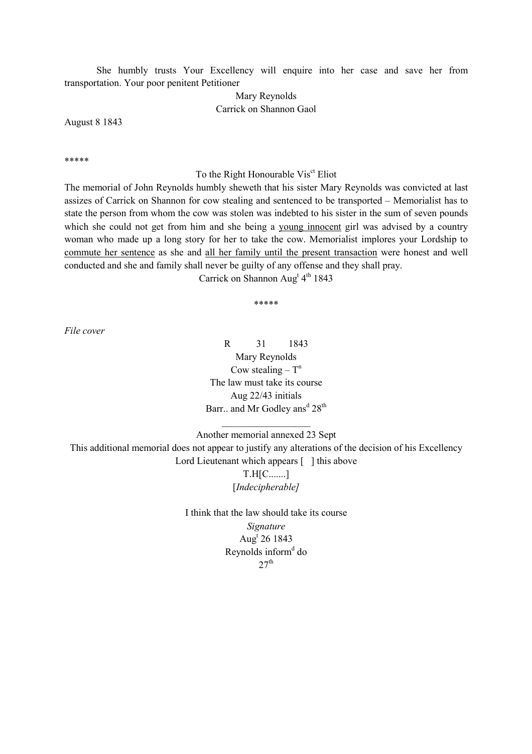She humbly trusts Your Excellency will enquire into her case and save her from transportation. Your poor penitent Petitioner

Mary Reynolds
Carrick on Shannon Gaol

August 8 1843

*****

To the Right Honourable Vis[ct] Eliot

The memorial of John Reynolds humbly sheweth that his sister Mary Reynolds was convicted at last assizes of Carrick on Shannon for cow stealing and sentenced to be transported – Memorialist has to state the person from whom the cow was stolen was indebted to his sister in the sum of seven pounds which she could not get from him and she being a young innocent girl was advised by a country woman who made up a long story for her to take the cow. Memorialist implores your Lordship to commute her sentence as she and all her family until the present transaction were honest and well conducted and she and family shall never be guilty of any offense and they shall pray.

Carrick on Shannon Aug[t] 4[th] 1843

*****

*File cover*

R 31 1843
Mary Reynolds
Cow stealing – T[n]
The law must take its course
Aug 22/43 initials
Barr.. and Mr Godley ans[d] 28[th]

---

Another memorial annexed 23 Sept
This additional memorial does not appear to justify any alterations of the decision of his Excellency Lord Lieutenant which appears [ ] this above
T.H[C.......]
[*Indecipherable]*

I think that the law should take its course
*Signature*
Aug[t] 26 1843
Reynolds inform[d] do
27[th]